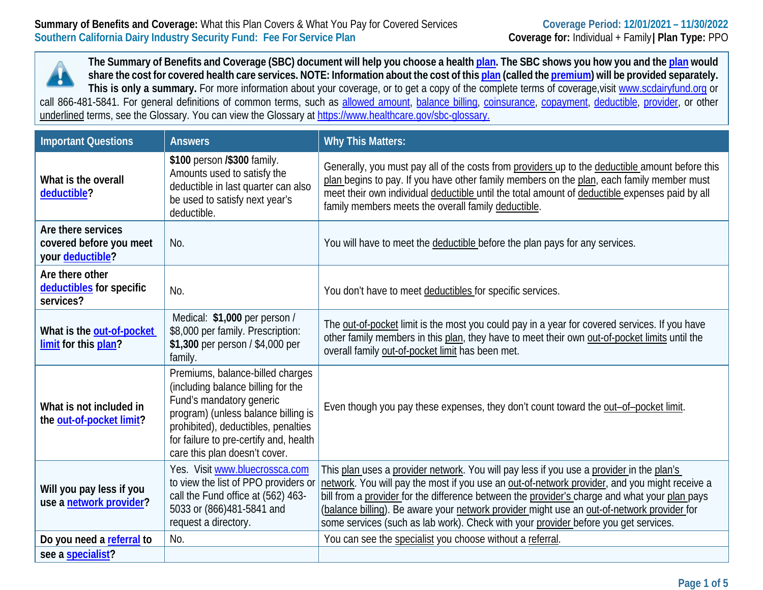**Summary of Benefits and Coverage:** What this Plan Covers & What You Pay for Covered Services
**Southern California Dairy Industry Security Fund: Fee For Service Plan**

**Coverage Period: 12/01/2021 – 11/30/2022**
**Coverage for:** Individual + Family **| Plan Type:** PPO

**The Summary of Benefits and Coverage (SBC) document will help you choose a health plan. The SBC shows you how you and the plan would share the cost for covered health care services. NOTE: Information about the cost of this plan (called the premium) will be provided separately. This is only a summary.** For more information about your coverage, or to get a copy of the complete terms of coverage,visit www.scdairyfund.org or call 866-481-5841. For general definitions of common terms, such as allowed amount, balance billing, coinsurance, copayment, deductible, provider, or other underlined terms, see the Glossary. You can view the Glossary at https://www.healthcare.gov/sbc-glossary.

| Important Questions | Answers | Why This Matters: |
|---|---|---|
| **What is the overall deductible?** | **$100** person **/$300** family. Amounts used to satisfy the deductible in last quarter can also be used to satisfy next year's deductible. | Generally, you must pay all of the costs from providers up to the deductible amount before this plan begins to pay. If you have other family members on the plan, each family member must meet their own individual deductible until the total amount of deductible expenses paid by all family members meets the overall family deductible. |
| **Are there services covered before you meet your deductible?** | No. | You will have to meet the deductible before the plan pays for any services. |
| **Are there other deductibles for specific services?** | No. | You don't have to meet deductibles for specific services. |
| **What is the out-of-pocket limit for this plan?** | Medical: **$1,000** per person / $8,000 per family. Prescription: **$1,300** per person / $4,000 per family. | The out-of-pocket limit is the most you could pay in a year for covered services. If you have other family members in this plan, they have to meet their own out-of-pocket limits until the overall family out-of-pocket limit has been met. |
| **What is not included in the out-of-pocket limit?** | Premiums, balance-billed charges (including balance billing for the Fund's mandatory generic program) (unless balance billing is prohibited), deductibles, penalties for failure to pre-certify and, health care this plan doesn't cover. | Even though you pay these expenses, they don't count toward the out–of–pocket limit. |
| **Will you pay less if you use a network provider?** | Yes. Visit www.bluecrossca.com to view the list of PPO providers or call the Fund office at (562) 463-5033 or (866)481-5841 and request a directory. | This plan uses a provider network. You will pay less if you use a provider in the plan's network. You will pay the most if you use an out-of-network provider, and you might receive a bill from a provider for the difference between the provider's charge and what your plan pays (balance billing). Be aware your network provider might use an out-of-network provider for some services (such as lab work). Check with your provider before you get services. |
| **Do you need a referral to see a specialist?** | No. | You can see the specialist you choose without a referral. |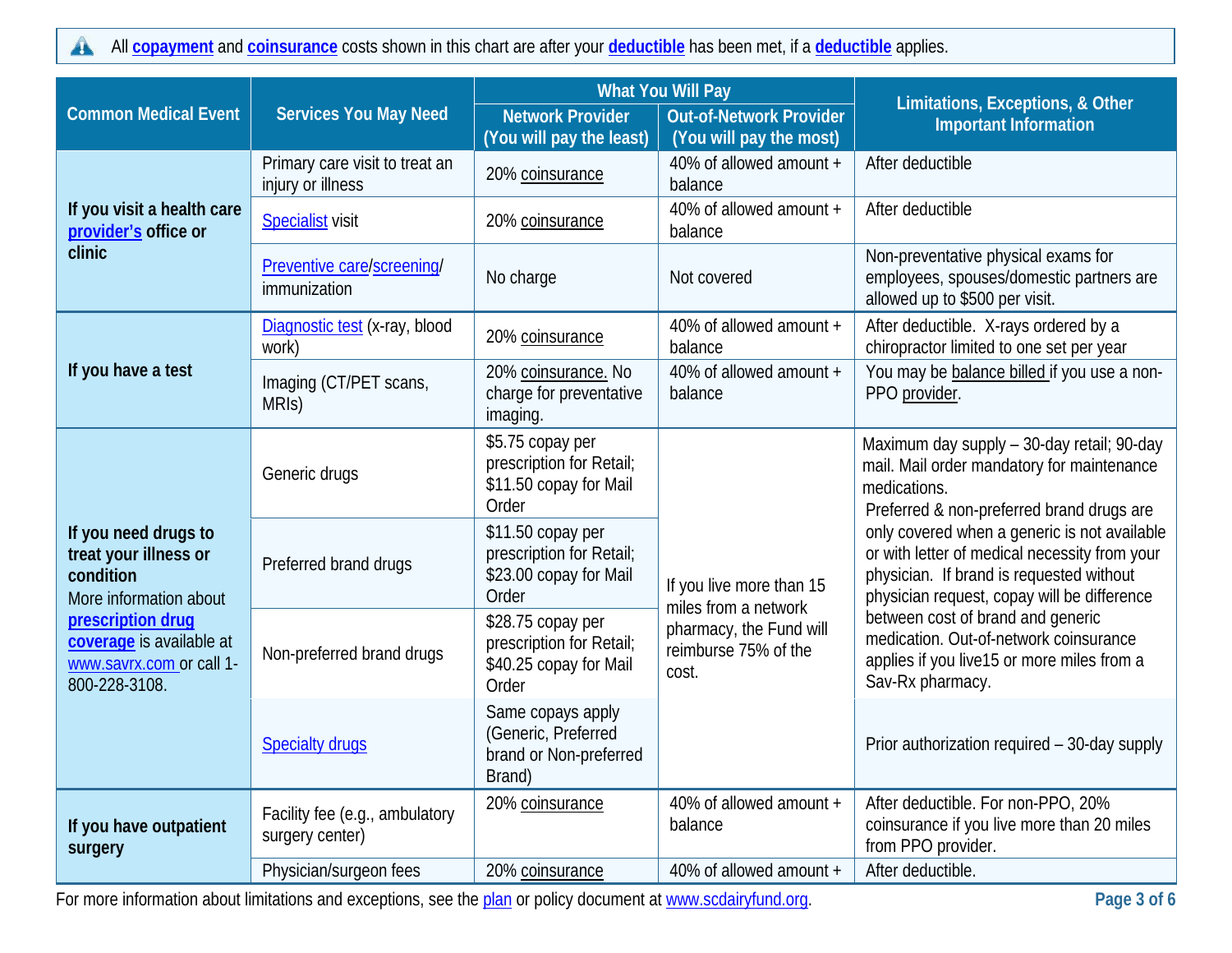All **copayment** and **coinsurance** costs shown in this chart are after your **deductible** has been met, if a **deductible** applies.

| Common Medical Event | Services You May Need | What You Will Pay | | Limitations, Exceptions, & Other Important Information |
|---|---|---|---|---|
| | | Network Provider (You will pay the least) | Out-of-Network Provider (You will pay the most) | |
| **If you visit a health care provider's office or clinic** | Primary care visit to treat an injury or illness | 20% coinsurance | 40% of allowed amount + balance | After deductible |
| | Specialist visit | 20% coinsurance | 40% of allowed amount + balance | After deductible |
| | Preventive care/screening/ immunization | No charge | Not covered | Non-preventative physical exams for employees, spouses/domestic partners are allowed up to $500 per visit. |
| **If you have a test** | Diagnostic test (x-ray, blood work) | 20% coinsurance | 40% of allowed amount + balance | After deductible. X-rays ordered by a chiropractor limited to one set per year |
| | Imaging (CT/PET scans, MRIs) | 20% coinsurance. No charge for preventative imaging. | 40% of allowed amount + balance | You may be balance billed if you use a non-PPO provider. |
| **If you need drugs to treat your illness or condition** More information about **prescription drug coverage** is available at www.savrx.com or call 1-800-228-3108. | Generic drugs | $5.75 copay per prescription for Retail; $11.50 copay for Mail Order | If you live more than 15 miles from a network pharmacy, the Fund will reimburse 75% of the cost. | Maximum day supply – 30-day retail; 90-day mail. Mail order mandatory for maintenance medications. Preferred & non-preferred brand drugs are only covered when a generic is not available or with letter of medical necessity from your physician. If brand is requested without physician request, copay will be difference between cost of brand and generic medication. Out-of-network coinsurance applies if you live15 or more miles from a Sav-Rx pharmacy. |
| | Preferred brand drugs | $11.50 copay per prescription for Retail; $23.00 copay for Mail Order | | |
| | Non-preferred brand drugs | $28.75 copay per prescription for Retail; $40.25 copay for Mail Order | | |
| | Specialty drugs | Same copays apply (Generic, Preferred brand or Non-preferred Brand) | | Prior authorization required – 30-day supply |
| **If you have outpatient surgery** | Facility fee (e.g., ambulatory surgery center) | 20% coinsurance | 40% of allowed amount + balance | After deductible. For non-PPO, 20% coinsurance if you live more than 20 miles from PPO provider. |
| | Physician/surgeon fees | 20% coinsurance | 40% of allowed amount + | After deductible. |

For more information about limitations and exceptions, see the plan or policy document at www.scdairyfund.org.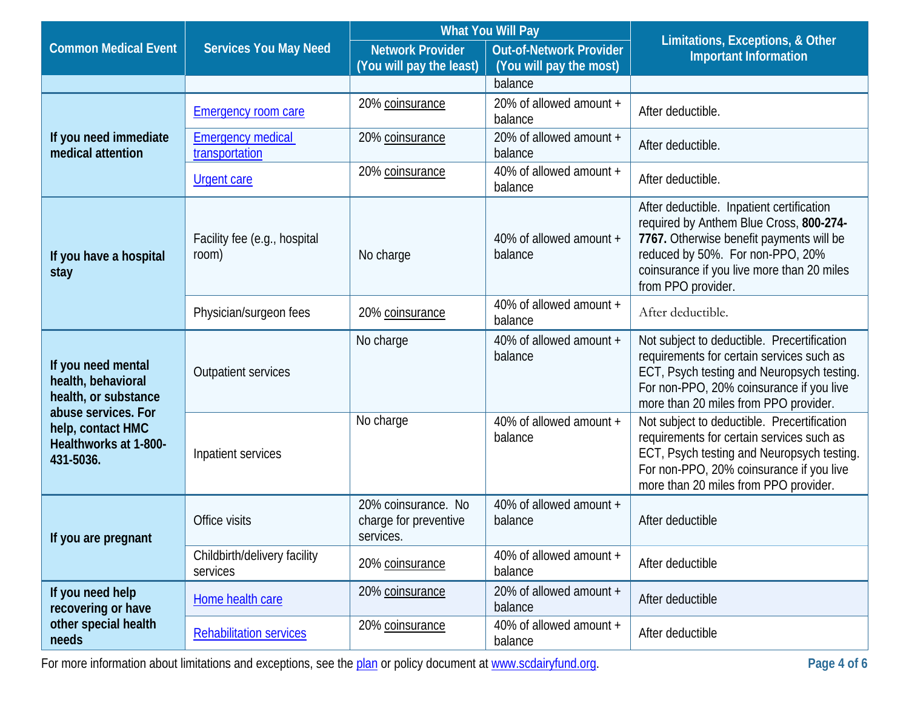| Common Medical Event | Services You May Need | What You Will Pay | | Limitations, Exceptions, & Other Important Information |
|---|---|---|---|---|
| | | Network Provider (You will pay the least) | Out-of-Network Provider (You will pay the most) | |
| | | | balance | |
| If you need immediate medical attention | Emergency room care | 20% coinsurance | 20% of allowed amount + balance | After deductible. |
| | Emergency medical transportation | 20% coinsurance | 20% of allowed amount + balance | After deductible. |
| | Urgent care | 20% coinsurance | 40% of allowed amount + balance | After deductible. |
| If you have a hospital stay | Facility fee (e.g., hospital room) | No charge | 40% of allowed amount + balance | After deductible. Inpatient certification required by Anthem Blue Cross, **800-274-7767.** Otherwise benefit payments will be reduced by 50%. For non-PPO, 20% coinsurance if you live more than 20 miles from PPO provider. |
| | Physician/surgeon fees | 20% coinsurance | 40% of allowed amount + balance | After deductible. |
| If you need mental health, behavioral health, or substance abuse services. For help, contact HMC Healthworks at 1-800-431-5036. | Outpatient services | No charge | 40% of allowed amount + balance | Not subject to deductible. Precertification requirements for certain services such as ECT, Psych testing and Neuropsych testing. For non-PPO, 20% coinsurance if you live more than 20 miles from PPO provider. |
| | Inpatient services | No charge | 40% of allowed amount + balance | Not subject to deductible. Precertification requirements for certain services such as ECT, Psych testing and Neuropsych testing. For non-PPO, 20% coinsurance if you live more than 20 miles from PPO provider. |
| If you are pregnant | Office visits | 20% coinsurance. No charge for preventive services. | 40% of allowed amount + balance | After deductible |
| | Childbirth/delivery facility services | 20% coinsurance | 40% of allowed amount + balance | After deductible |
| If you need help recovering or have other special health needs | Home health care | 20% coinsurance | 20% of allowed amount + balance | After deductible |
| | Rehabilitation services | 20% coinsurance | 40% of allowed amount + balance | After deductible |

For more information about limitations and exceptions, see the plan or policy document at www.scdairyfund.org.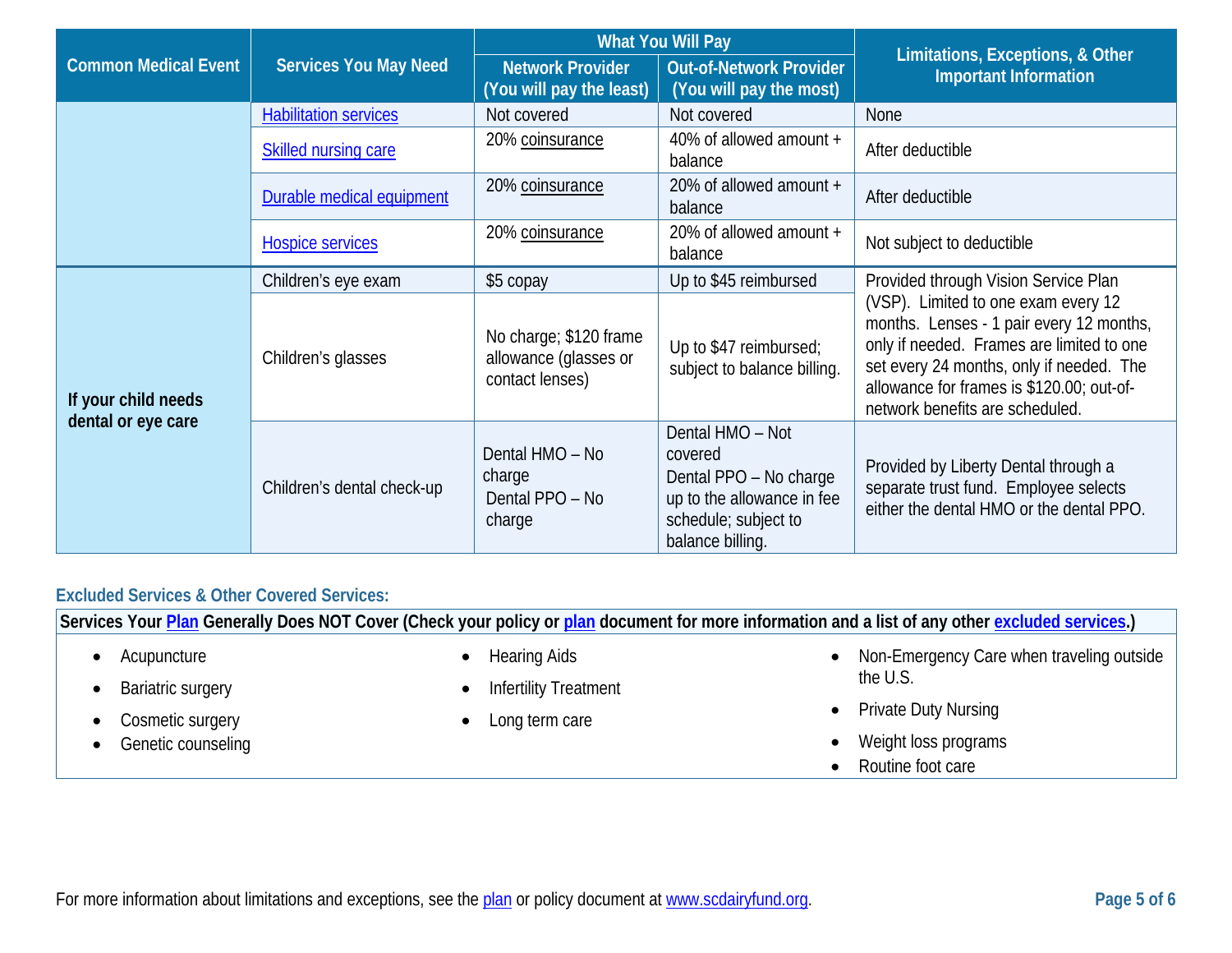| Common Medical Event | Services You May Need | What You Will Pay | | Limitations, Exceptions, & Other Important Information |
|---|---|---|---|---|
| | | Network Provider (You will pay the least) | Out-of-Network Provider (You will pay the most) | |
| | Habilitation services | Not covered | Not covered | None |
| | Skilled nursing care | 20% coinsurance | 40% of allowed amount + balance | After deductible |
| | Durable medical equipment | 20% coinsurance | 20% of allowed amount + balance | After deductible |
| | Hospice services | 20% coinsurance | 20% of allowed amount + balance | Not subject to deductible |
| If your child needs dental or eye care | Children's eye exam | $5 copay | Up to $45 reimbursed | Provided through Vision Service Plan (VSP). Limited to one exam every 12 months. Lenses - 1 pair every 12 months, only if needed. Frames are limited to one set every 24 months, only if needed. The allowance for frames is $120.00; out-of-network benefits are scheduled. |
| | Children's glasses | No charge; $120 frame allowance (glasses or contact lenses) | Up to $47 reimbursed; subject to balance billing. | |
| | Children's dental check-up | Dental HMO – No charge<br>Dental PPO – No charge | Dental HMO – Not covered<br>Dental PPO – No charge up to the allowance in fee schedule; subject to balance billing. | Provided by Liberty Dental through a separate trust fund. Employee selects either the dental HMO or the dental PPO. |

## Excluded Services & Other Covered Services:

**Services Your Plan Generally Does NOT Cover (Check your policy or plan document for more information and a list of any other excluded services.)**

- Acupuncture
- Bariatric surgery
- Cosmetic surgery
- Genetic counseling
- Hearing Aids
- Infertility Treatment
- Long term care
- Non-Emergency Care when traveling outside the U.S.
- Private Duty Nursing
- Weight loss programs
- Routine foot care

For more information about limitations and exceptions, see the plan or policy document at www.scdairyfund.org.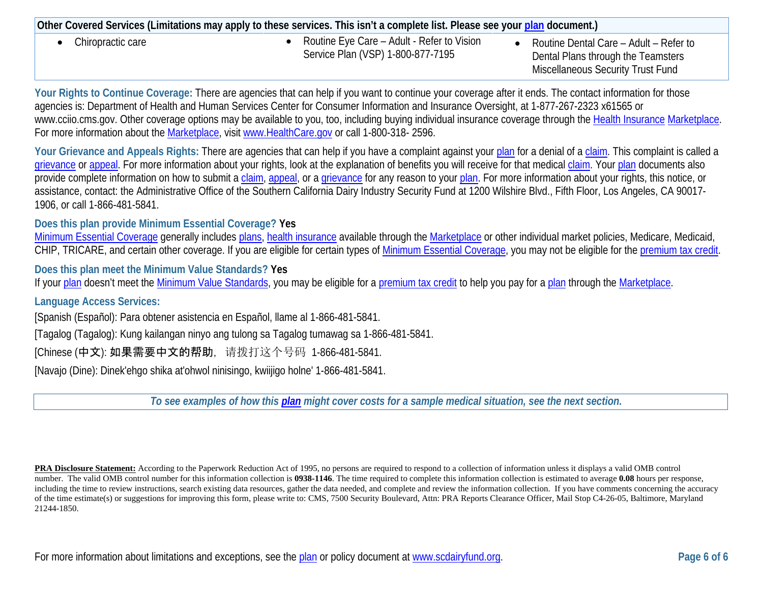| Other Covered Services (Limitations may apply to these services. This isn't a complete list. Please see your plan document.) | | |
|---|---|---|
| • Chiropractic care | • Routine Eye Care – Adult - Refer to Vision Service Plan (VSP) 1-800-877-7195 | • Routine Dental Care – Adult – Refer to Dental Plans through the Teamsters Miscellaneous Security Trust Fund |

**Your Rights to Continue Coverage:** There are agencies that can help if you want to continue your coverage after it ends. The contact information for those agencies is: Department of Health and Human Services Center for Consumer Information and Insurance Oversight, at 1-877-267-2323 x61565 or www.cciio.cms.gov. Other coverage options may be available to you, too, including buying individual insurance coverage through the Health Insurance Marketplace. For more information about the Marketplace, visit www.HealthCare.gov or call 1-800-318- 2596.

**Your Grievance and Appeals Rights:** There are agencies that can help if you have a complaint against your plan for a denial of a claim. This complaint is called a grievance or appeal. For more information about your rights, look at the explanation of benefits you will receive for that medical claim. Your plan documents also provide complete information on how to submit a claim, appeal, or a grievance for any reason to your plan. For more information about your rights, this notice, or assistance, contact: the Administrative Office of the Southern California Dairy Industry Security Fund at 1200 Wilshire Blvd., Fifth Floor, Los Angeles, CA 90017-1906, or call 1-866-481-5841.

**Does this plan provide Minimum Essential Coverage? Yes**
Minimum Essential Coverage generally includes plans, health insurance available through the Marketplace or other individual market policies, Medicare, Medicaid, CHIP, TRICARE, and certain other coverage. If you are eligible for certain types of Minimum Essential Coverage, you may not be eligible for the premium tax credit.

**Does this plan meet the Minimum Value Standards? Yes**
If your plan doesn't meet the Minimum Value Standards, you may be eligible for a premium tax credit to help you pay for a plan through the Marketplace.

**Language Access Services:**

[Spanish (Español): Para obtener asistencia en Español, llame al 1-866-481-5841.

[Tagalog (Tagalog): Kung kailangan ninyo ang tulong sa Tagalog tumawag sa 1-866-481-5841.

[Chinese (中文): 如果需要中文的帮助，请拨打这个号码 1-866-481-5841.

[Navajo (Dine): Dinek'ehgo shika at'ohwol ninisingo, kwiijigo holne' 1-866-481-5841.

*To see examples of how this **plan** might cover costs for a sample medical situation, see the next section.*

**PRA Disclosure Statement:** According to the Paperwork Reduction Act of 1995, no persons are required to respond to a collection of information unless it displays a valid OMB control number. The valid OMB control number for this information collection is **0938-1146**. The time required to complete this information collection is estimated to average **0.08** hours per response, including the time to review instructions, search existing data resources, gather the data needed, and complete and review the information collection. If you have comments concerning the accuracy of the time estimate(s) or suggestions for improving this form, please write to: CMS, 7500 Security Boulevard, Attn: PRA Reports Clearance Officer, Mail Stop C4-26-05, Baltimore, Maryland 21244-1850.

For more information about limitations and exceptions, see the plan or policy document at www.scdairyfund.org.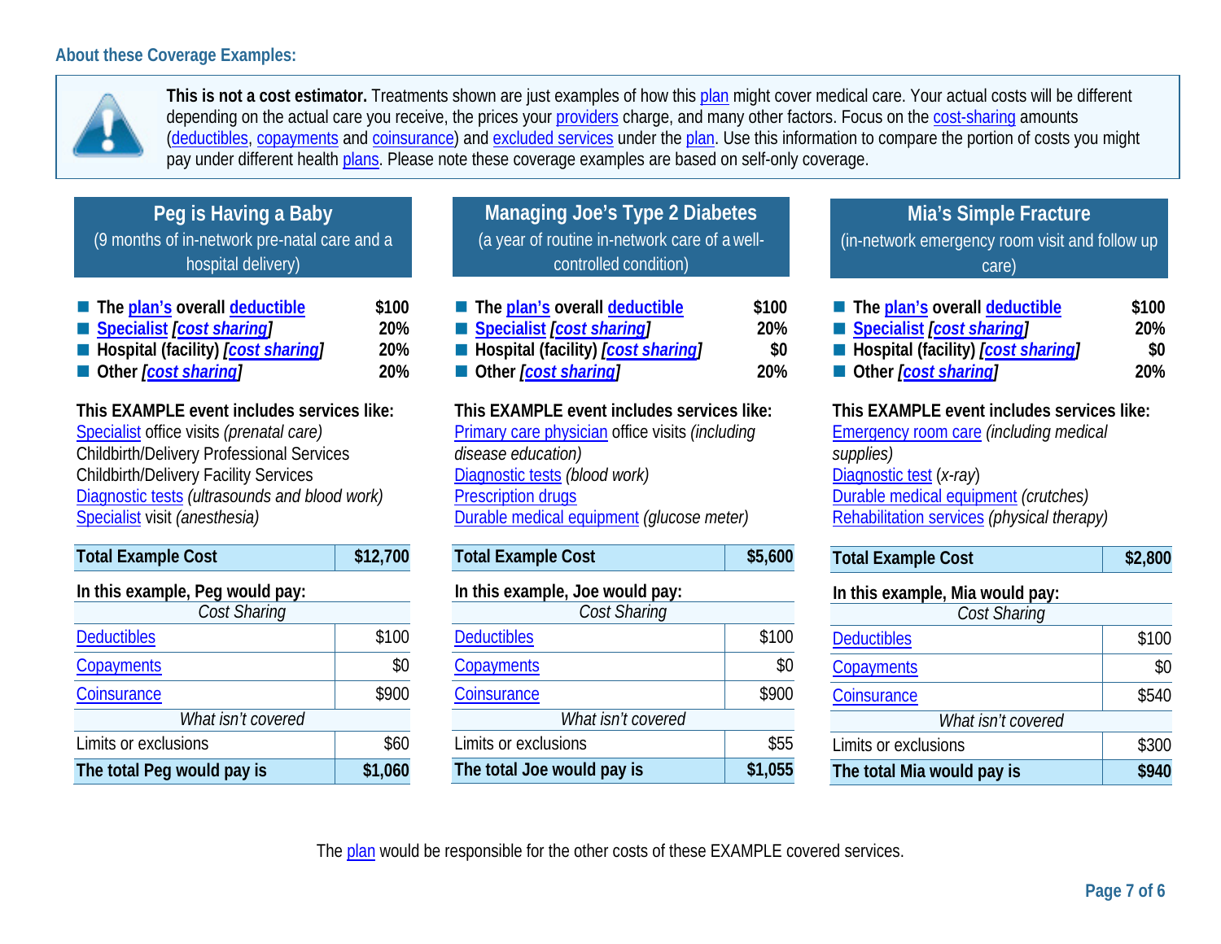### About these Coverage Examples:

**This is not a cost estimator.** Treatments shown are just examples of how this plan might cover medical care. Your actual costs will be different depending on the actual care you receive, the prices your providers charge, and many other factors. Focus on the cost-sharing amounts (deductibles, copayments and coinsurance) and excluded services under the plan. Use this information to compare the portion of costs you might pay under different health plans. Please note these coverage examples are based on self-only coverage.

## Peg is Having a Baby

(9 months of in-network pre-natal care and a hospital delivery)

| | |
|---|---|
| **The plan's overall deductible** | **$100** |
| **Specialist [cost sharing]** | **20%** |
| **Hospital (facility) [cost sharing]** | **20%** |
| **Other [cost sharing]** | **20%** |

**This EXAMPLE event includes services like:**
Specialist office visits *(prenatal care)*
Childbirth/Delivery Professional Services
Childbirth/Delivery Facility Services
Diagnostic tests *(ultrasounds and blood work)*
Specialist visit *(anesthesia)*

| **Total Example Cost** | **$12,700** |
|---|---|
| **In this example, Peg would pay:** | |
| *Cost Sharing* | |
| Deductibles | $100 |
| Copayments | $0 |
| Coinsurance | $900 |
| *What isn't covered* | |
| Limits or exclusions | $60 |
| **The total Peg would pay is** | **$1,060** |

## Managing Joe's Type 2 Diabetes

(a year of routine in-network care of a well-controlled condition)

| | |
|---|---|
| **The plan's overall deductible** | **$100** |
| **Specialist [cost sharing]** | **20%** |
| **Hospital (facility) [cost sharing]** | **$0** |
| **Other [cost sharing]** | **20%** |

**This EXAMPLE event includes services like:**
Primary care physician office visits *(including disease education)*
Diagnostic tests *(blood work)*
Prescription drugs
Durable medical equipment *(glucose meter)*

| **Total Example Cost** | **$5,600** |
|---|---|
| **In this example, Joe would pay:** | |
| *Cost Sharing* | |
| Deductibles | $100 |
| Copayments | $0 |
| Coinsurance | $900 |
| *What isn't covered* | |
| Limits or exclusions | $55 |
| **The total Joe would pay is** | **$1,055** |

## Mia's Simple Fracture

(in-network emergency room visit and follow up care)

| | |
|---|---|
| **The plan's overall deductible** | **$100** |
| **Specialist [cost sharing]** | **20%** |
| **Hospital (facility) [cost sharing]** | **$0** |
| **Other [cost sharing]** | **20%** |

**This EXAMPLE event includes services like:**
Emergency room care *(including medical supplies)*
Diagnostic test *(x-ray)*
Durable medical equipment *(crutches)*
Rehabilitation services *(physical therapy)*

| **Total Example Cost** | **$2,800** |
|---|---|
| **In this example, Mia would pay:** | |
| *Cost Sharing* | |
| Deductibles | $100 |
| Copayments | $0 |
| Coinsurance | $540 |
| *What isn't covered* | |
| Limits or exclusions | $300 |
| **The total Mia would pay is** | **$940** |

The plan would be responsible for the other costs of these EXAMPLE covered services.